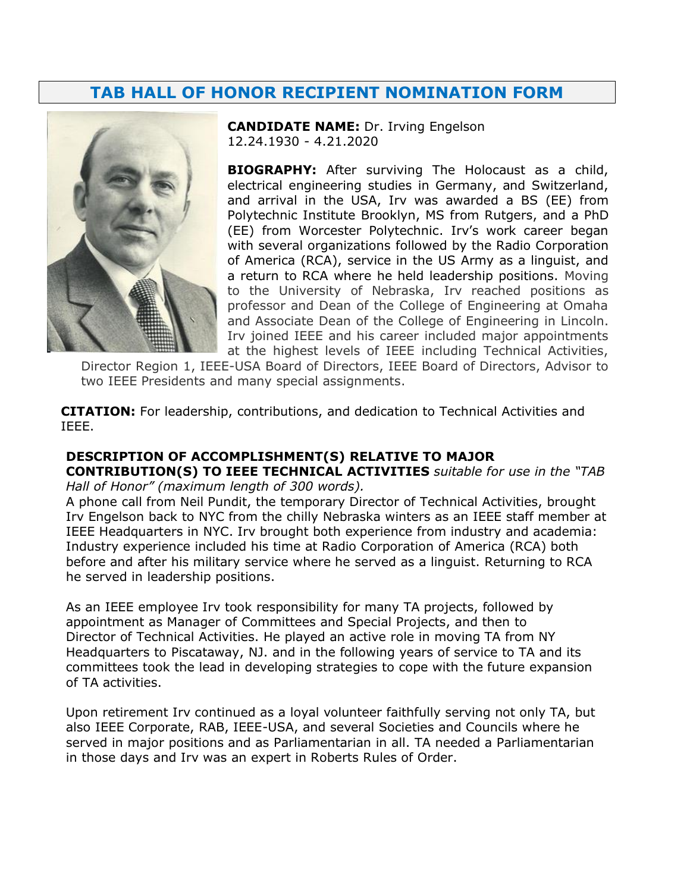# TAB HALL OF HONOR RECIPIENT NOMINATION FORM

**CANDIDATE NAME:** Dr. Irving Engelson
12.24.1930 - 4.21.2020

**BIOGRAPHY:** After surviving The Holocaust as a child, electrical engineering studies in Germany, and Switzerland, and arrival in the USA, Irv was awarded a BS (EE) from Polytechnic Institute Brooklyn, MS from Rutgers, and a PhD (EE) from Worcester Polytechnic. Irv's work career began with several organizations followed by the Radio Corporation of America (RCA), service in the US Army as a linguist, and a return to RCA where he held leadership positions. Moving to the University of Nebraska, Irv reached positions as professor and Dean of the College of Engineering at Omaha and Associate Dean of the College of Engineering in Lincoln. Irv joined IEEE and his career included major appointments at the highest levels of IEEE including Technical Activities, Director Region 1, IEEE-USA Board of Directors, IEEE Board of Directors, Advisor to two IEEE Presidents and many special assignments.

**CITATION:** For leadership, contributions, and dedication to Technical Activities and IEEE.

**DESCRIPTION OF ACCOMPLISHMENT(S) RELATIVE TO MAJOR CONTRIBUTION(S) TO IEEE TECHNICAL ACTIVITIES** *suitable for use in the "TAB Hall of Honor" (maximum length of 300 words).*

A phone call from Neil Pundit, the temporary Director of Technical Activities, brought Irv Engelson back to NYC from the chilly Nebraska winters as an IEEE staff member at IEEE Headquarters in NYC. Irv brought both experience from industry and academia: Industry experience included his time at Radio Corporation of America (RCA) both before and after his military service where he served as a linguist. Returning to RCA he served in leadership positions.

As an IEEE employee Irv took responsibility for many TA projects, followed by appointment as Manager of Committees and Special Projects, and then to Director of Technical Activities. He played an active role in moving TA from NY Headquarters to Piscataway, NJ. and in the following years of service to TA and its committees took the lead in developing strategies to cope with the future expansion of TA activities.

Upon retirement Irv continued as a loyal volunteer faithfully serving not only TA, but also IEEE Corporate, RAB, IEEE-USA, and several Societies and Councils where he served in major positions and as Parliamentarian in all. TA needed a Parliamentarian in those days and Irv was an expert in Roberts Rules of Order.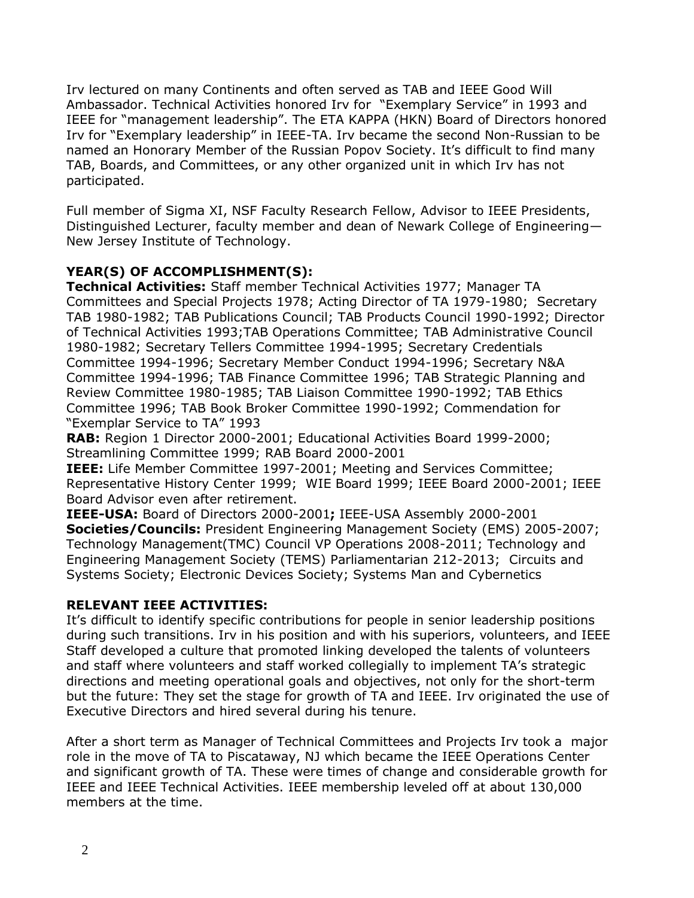Irv lectured on many Continents and often served as TAB and IEEE Good Will Ambassador. Technical Activities honored Irv for "Exemplary Service" in 1993 and IEEE for "management leadership". The ETA KAPPA (HKN) Board of Directors honored Irv for "Exemplary leadership" in IEEE-TA. Irv became the second Non-Russian to be named an Honorary Member of the Russian Popov Society. It's difficult to find many TAB, Boards, and Committees, or any other organized unit in which Irv has not participated.

Full member of Sigma XI, NSF Faculty Research Fellow, Advisor to IEEE Presidents, Distinguished Lecturer, faculty member and dean of Newark College of Engineering—New Jersey Institute of Technology.

**YEAR(S) OF ACCOMPLISHMENT(S):**

**Technical Activities:** Staff member Technical Activities 1977; Manager TA Committees and Special Projects 1978; Acting Director of TA 1979-1980; Secretary TAB 1980-1982; TAB Publications Council; TAB Products Council 1990-1992; Director of Technical Activities 1993;TAB Operations Committee; TAB Administrative Council 1980-1982; Secretary Tellers Committee 1994-1995; Secretary Credentials Committee 1994-1996; Secretary Member Conduct 1994-1996; Secretary N&A Committee 1994-1996; TAB Finance Committee 1996; TAB Strategic Planning and Review Committee 1980-1985; TAB Liaison Committee 1990-1992; TAB Ethics Committee 1996; TAB Book Broker Committee 1990-1992; Commendation for "Exemplar Service to TA" 1993

**RAB:** Region 1 Director 2000-2001; Educational Activities Board 1999-2000; Streamlining Committee 1999; RAB Board 2000-2001

**IEEE:** Life Member Committee 1997-2001; Meeting and Services Committee; Representative History Center 1999; WIE Board 1999; IEEE Board 2000-2001; IEEE Board Advisor even after retirement.

**IEEE-USA:** Board of Directors 2000-2001**;** IEEE-USA Assembly 2000-2001

**Societies/Councils:** President Engineering Management Society (EMS) 2005-2007; Technology Management(TMC) Council VP Operations 2008-2011; Technology and Engineering Management Society (TEMS) Parliamentarian 212-2013; Circuits and Systems Society; Electronic Devices Society; Systems Man and Cybernetics

**RELEVANT IEEE ACTIVITIES:**

It's difficult to identify specific contributions for people in senior leadership positions during such transitions. Irv in his position and with his superiors, volunteers, and IEEE Staff developed a culture that promoted linking developed the talents of volunteers and staff where volunteers and staff worked collegially to implement TA's strategic directions and meeting operational goals and objectives, not only for the short-term but the future: They set the stage for growth of TA and IEEE. Irv originated the use of Executive Directors and hired several during his tenure.

After a short term as Manager of Technical Committees and Projects Irv took a major role in the move of TA to Piscataway, NJ which became the IEEE Operations Center and significant growth of TA. These were times of change and considerable growth for IEEE and IEEE Technical Activities. IEEE membership leveled off at about 130,000 members at the time.